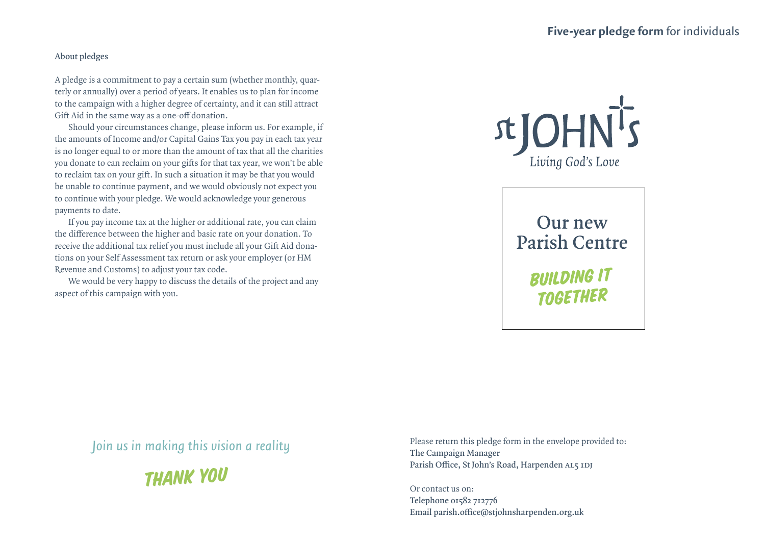## Five-year pledge form for individuals

### About pledges

A pledge is a commitment to pay a certain sum (whether monthly, quarterly or annually) over a period of years. It enables us to plan for income to the campaign with a higher degree of certainty, and it can still attract Gift Aid in the same way as a one-off donation.

Should your circumstances change, please inform us. For example, if the amounts of Income and/or Capital Gains Tax you pay in each tax year is no longer equal to or more than the amount of tax that all the charities you donate to can reclaim on your gifts for that tax year, we won't be able to reclaim tax on your gift. In such a situation it may be that you would be unable to continue payment, and we would obviously not expect you to continue with your pledge. We would acknowledge your generous payments to date.

If you pay income tax at the higher or additional rate, you can claim the difference between the higher and basic rate on your donation. To receive the additional tax relief you must include all your Gift Aid donations on your Self Assessment tax return or ask your employer (or HM Revenue and Customs) to adjust your tax code.

We would be very happy to discuss the details of the project and any aspect of this campaign with you.

*Join us in making this vision a reality*

**THANK YOU**

St JOHN's
*Living God's Love*

# Our new Parish Centre

**BUILDING IT TOGETHER**

Please return this pledge form in the envelope provided to:
**The Campaign Manager**
**Parish Office, St John's Road, Harpenden AL5 1DJ**

Or contact us on:
**Telephone 01582 712776**
**Email parish.office@stjohnsharpenden.org.uk**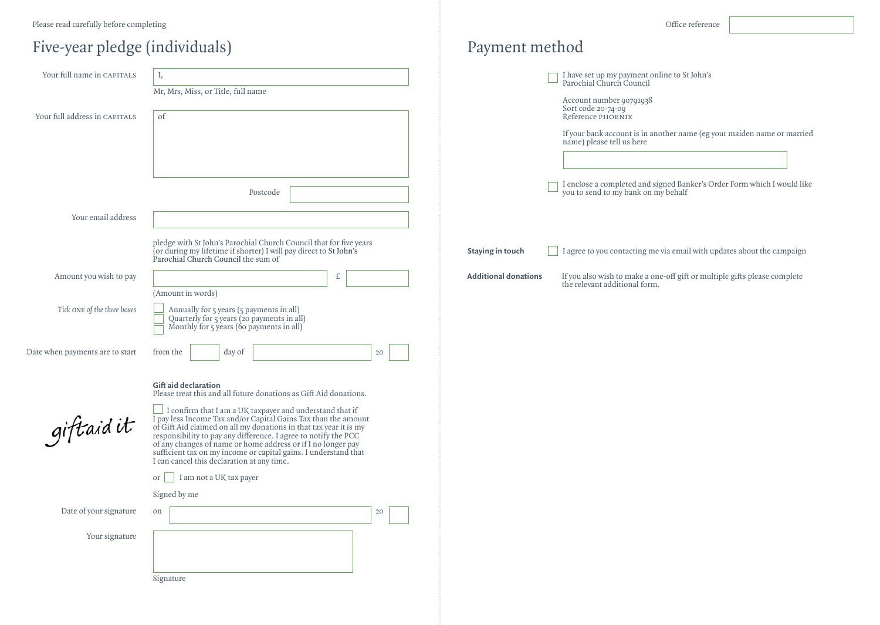Please read carefully before completing

# Five-year pledge (individuals)

Your full name in CAPITALS

I,

Mr, Mrs, Miss, or Title, full name

Your full address in CAPITALS

of

Postcode

Your email address

pledge with St John's Parochial Church Council that for five years (or during my lifetime if shorter) I will pay direct to **St John's Parochial Church Council** the sum of

Amount you wish to pay £

(Amount in words)

*Tick ONE of the three boxes*

- ☐ Annually for 5 years (5 payments in all)
- ☐ Quarterly for 5 years (20 payments in all)
- ☐ Monthly for 5 years (60 payments in all)

Date when payments are to start from the ____ day of ____ 20 ____

**Gift aid declaration**
Please treat this and all future donations as Gift Aid donations.

giftaid it

☐ I confirm that I am a UK taxpayer and understand that if I pay less Income Tax and/or Capital Gains Tax than the amount of Gift Aid claimed on all my donations in that tax year it is my responsibility to pay any difference. I agree to notify the PCC of any changes of name or home address or if I no longer pay sufficient tax on my income or capital gains. I understand that I can cancel this declaration at any time.

or ☐ I am not a UK tax payer

Signed by me

Date of your signature on ____ 20 ____

Your signature

Signature

Office reference

# Payment method

☐ I have set up my payment online to St John's Parochial Church Council

Account number 90791938
Sort code 20-74-09
Reference PHOENIX

If your bank account is in another name (eg your maiden name or married name) please tell us here

☐ I enclose a completed and signed Banker's Order Form which I would like you to send to my bank on my behalf

**Staying in touch** ☐ I agree to you contacting me via email with updates about the campaign

**Additional donations** If you also wish to make a one-off gift or multiple gifts please complete the relevant additional form.